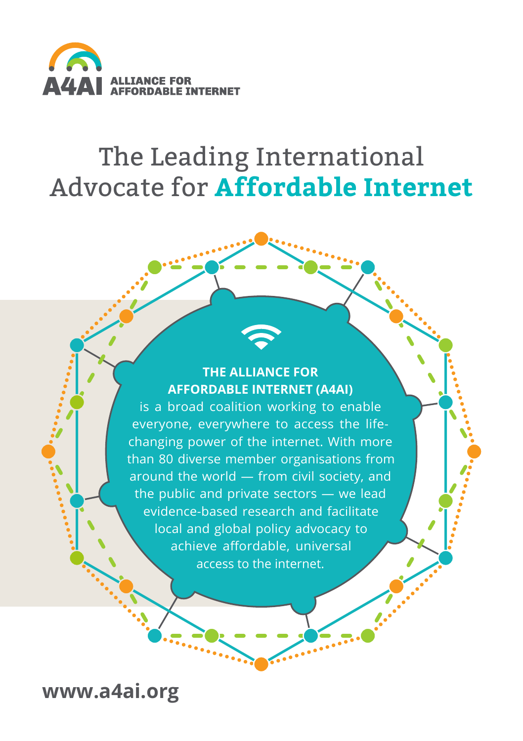A4AI ALLIANCE FOR AFFORDABLE INTERNET

# The Leading International Advocate for **Affordable Internet**

**THE ALLIANCE FOR AFFORDABLE INTERNET (A4AI)** is a broad coalition working to enable everyone, everywhere to access the life-changing power of the internet. With more than 80 diverse member organisations from around the world — from civil society, and the public and private sectors — we lead evidence-based research and facilitate local and global policy advocacy to achieve affordable, universal access to the internet.

**www.a4ai.org**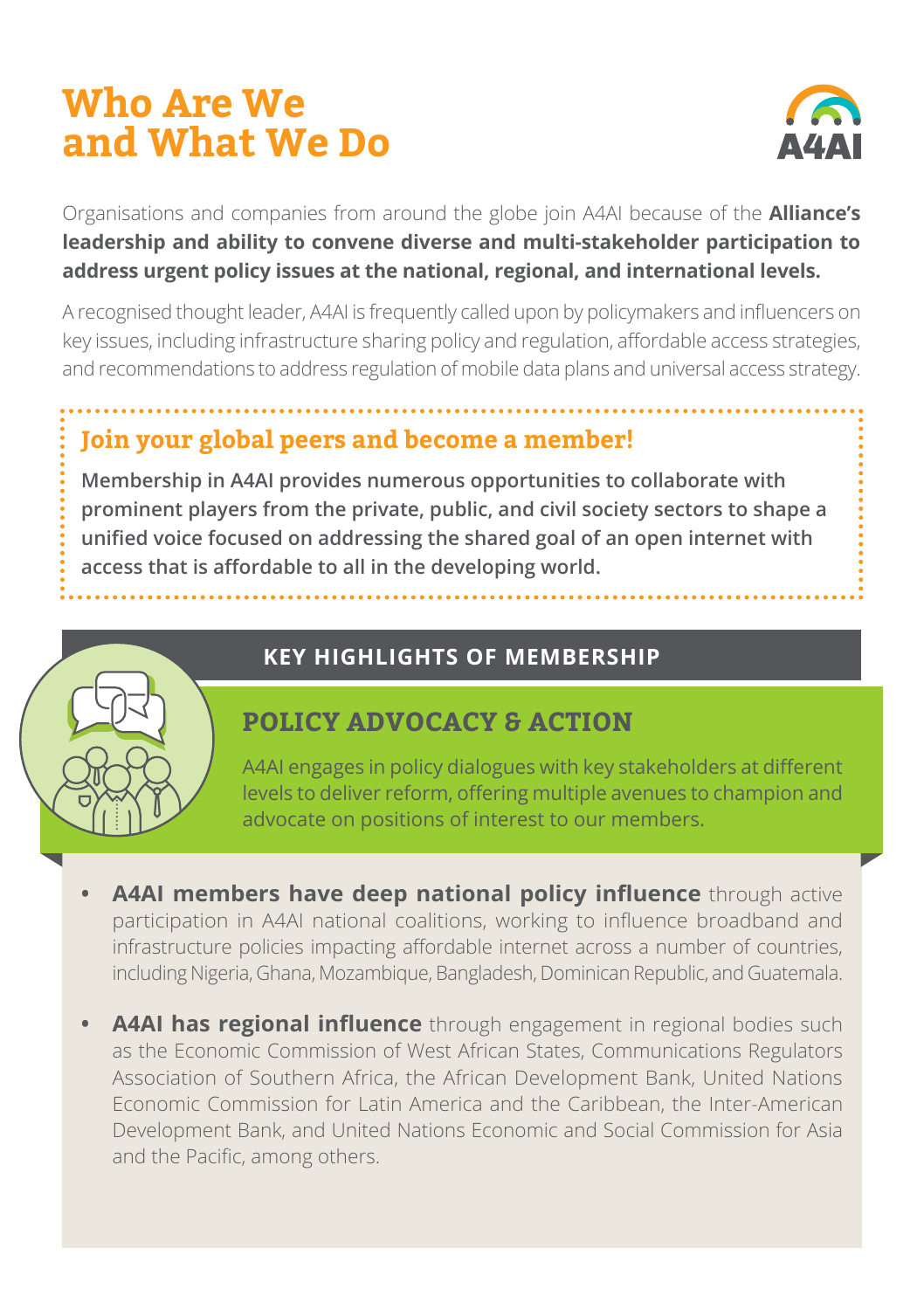# Who Are We and What We Do

Organisations and companies from around the globe join A4AI because of the **Alliance's leadership and ability to convene diverse and multi-stakeholder participation to address urgent policy issues at the national, regional, and international levels.**

A recognised thought leader, A4AI is frequently called upon by policymakers and influencers on key issues, including infrastructure sharing policy and regulation, affordable access strategies, and recommendations to address regulation of mobile data plans and universal access strategy.

## Join your global peers and become a member!

**Membership in A4AI provides numerous opportunities to collaborate with prominent players from the private, public, and civil society sectors to shape a unified voice focused on addressing the shared goal of an open internet with access that is affordable to all in the developing world.**

## KEY HIGHLIGHTS OF MEMBERSHIP

### POLICY ADVOCACY & ACTION

A4AI engages in policy dialogues with key stakeholders at different levels to deliver reform, offering multiple avenues to champion and advocate on positions of interest to our members.

- **A4AI members have deep national policy influence** through active participation in A4AI national coalitions, working to influence broadband and infrastructure policies impacting affordable internet across a number of countries, including Nigeria, Ghana, Mozambique, Bangladesh, Dominican Republic, and Guatemala.
- **A4AI has regional influence** through engagement in regional bodies such as the Economic Commission of West African States, Communications Regulators Association of Southern Africa, the African Development Bank, United Nations Economic Commission for Latin America and the Caribbean, the Inter-American Development Bank, and United Nations Economic and Social Commission for Asia and the Pacific, among others.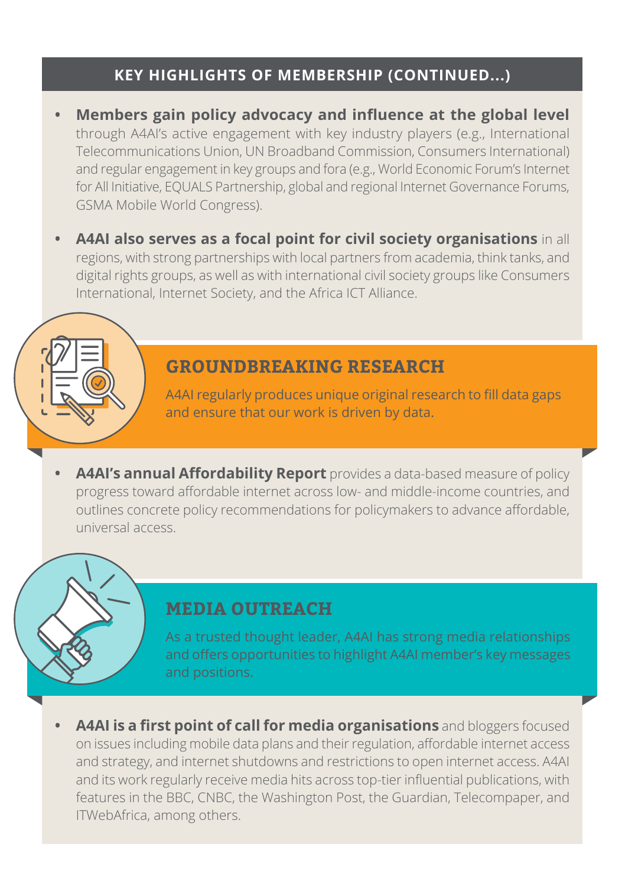## KEY HIGHLIGHTS OF MEMBERSHIP (CONTINUED...)

- **Members gain policy advocacy and influence at the global level** through A4AI's active engagement with key industry players (e.g., International Telecommunications Union, UN Broadband Commission, Consumers International) and regular engagement in key groups and fora (e.g., World Economic Forum's Internet for All Initiative, EQUALS Partnership, global and regional Internet Governance Forums, GSMA Mobile World Congress).

- **A4AI also serves as a focal point for civil society organisations** in all regions, with strong partnerships with local partners from academia, think tanks, and digital rights groups, as well as with international civil society groups like Consumers International, Internet Society, and the Africa ICT Alliance.

## GROUNDBREAKING RESEARCH

A4AI regularly produces unique original research to fill data gaps and ensure that our work is driven by data.

- **A4AI's annual Affordability Report** provides a data-based measure of policy progress toward affordable internet across low- and middle-income countries, and outlines concrete policy recommendations for policymakers to advance affordable, universal access.

## MEDIA OUTREACH

As a trusted thought leader, A4AI has strong media relationships and offers opportunities to highlight A4AI member's key messages and positions.

- **A4AI is a first point of call for media organisations** and bloggers focused on issues including mobile data plans and their regulation, affordable internet access and strategy, and internet shutdowns and restrictions to open internet access. A4AI and its work regularly receive media hits across top-tier influential publications, with features in the BBC, CNBC, the Washington Post, the Guardian, Telecompaper, and ITWebAfrica, among others.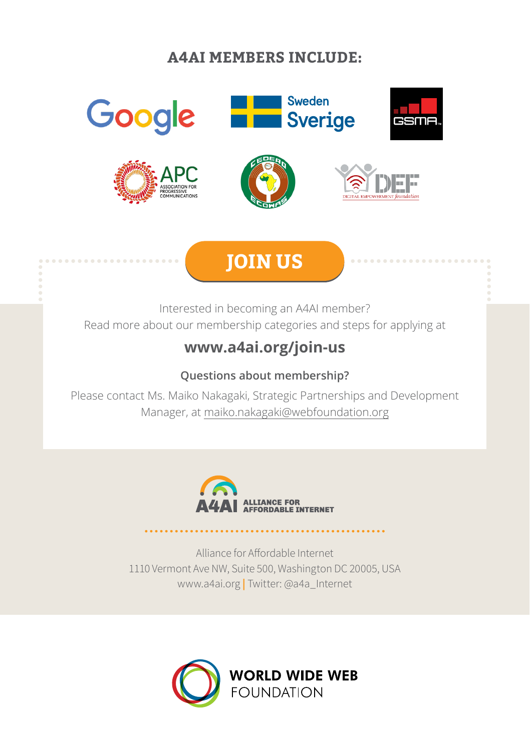## A4AI MEMBERS INCLUDE:

## JOIN US

Interested in becoming an A4AI member?
Read more about our membership categories and steps for applying at

**www.a4ai.org/join-us**

**Questions about membership?**

Please contact Ms. Maiko Nakagaki, Strategic Partnerships and Development Manager, at maiko.nakagaki@webfoundation.org

Alliance for Affordable Internet
1110 Vermont Ave NW, Suite 500, Washington DC 20005, USA
www.a4ai.org | Twitter: @a4a_Internet